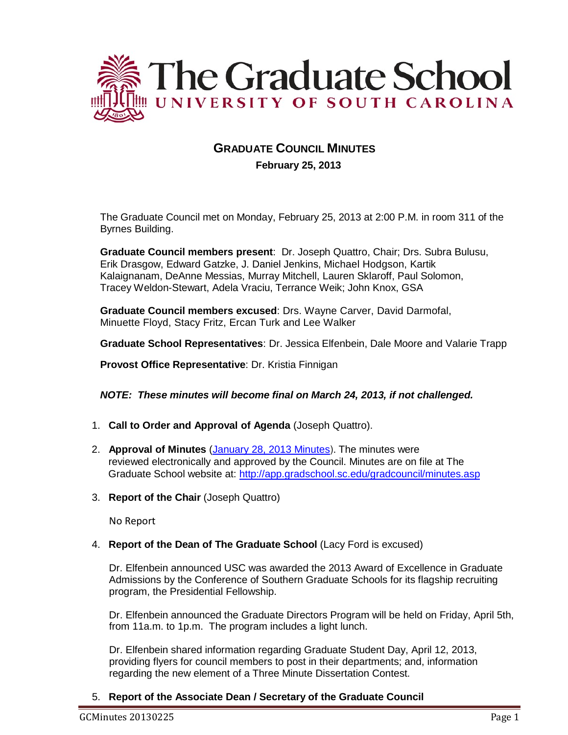# The Graduate School
## UNIVERSITY OF SOUTH CAROLINA

## GRADUATE COUNCIL MINUTES

**February 25, 2013**

The Graduate Council met on Monday, February 25, 2013 at 2:00 P.M. in room 311 of the Byrnes Building.

**Graduate Council members present**: Dr. Joseph Quattro, Chair; Drs. Subra Bulusu, Erik Drasgow, Edward Gatzke, J. Daniel Jenkins, Michael Hodgson, Kartik Kalaignanam, DeAnne Messias, Murray Mitchell, Lauren Sklaroff, Paul Solomon, Tracey Weldon-Stewart, Adela Vraciu, Terrance Weik; John Knox, GSA

**Graduate Council members excused**: Drs. Wayne Carver, David Darmofal, Minuette Floyd, Stacy Fritz, Ercan Turk and Lee Walker

**Graduate School Representatives**: Dr. Jessica Elfenbein, Dale Moore and Valarie Trapp

**Provost Office Representative**: Dr. Kristia Finnigan

***NOTE: These minutes will become final on March 24, 2013, if not challenged.***

1. **Call to Order and Approval of Agenda** (Joseph Quattro).

2. **Approval of Minutes** (January 28, 2013 Minutes). The minutes were reviewed electronically and approved by the Council. Minutes are on file at The Graduate School website at: http://app.gradschool.sc.edu/gradcouncil/minutes.asp

3. **Report of the Chair** (Joseph Quattro)

   No Report

4. **Report of the Dean of The Graduate School** (Lacy Ford is excused)

   Dr. Elfenbein announced USC was awarded the 2013 Award of Excellence in Graduate Admissions by the Conference of Southern Graduate Schools for its flagship recruiting program, the Presidential Fellowship.

   Dr. Elfenbein announced the Graduate Directors Program will be held on Friday, April 5th, from 11a.m. to 1p.m. The program includes a light lunch.

   Dr. Elfenbein shared information regarding Graduate Student Day, April 12, 2013, providing flyers for council members to post in their departments; and, information regarding the new element of a Three Minute Dissertation Contest.

5. **Report of the Associate Dean / Secretary of the Graduate Council**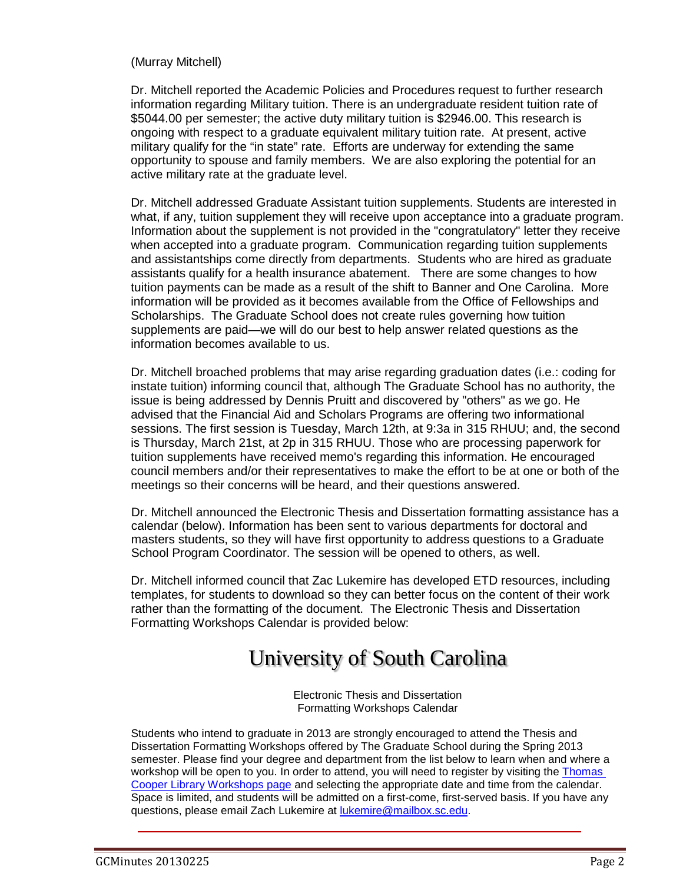(Murray Mitchell)

Dr. Mitchell reported the Academic Policies and Procedures request to further research information regarding Military tuition. There is an undergraduate resident tuition rate of $5044.00 per semester; the active duty military tuition is $2946.00. This research is ongoing with respect to a graduate equivalent military tuition rate. At present, active military qualify for the "in state" rate. Efforts are underway for extending the same opportunity to spouse and family members. We are also exploring the potential for an active military rate at the graduate level.

Dr. Mitchell addressed Graduate Assistant tuition supplements. Students are interested in what, if any, tuition supplement they will receive upon acceptance into a graduate program. Information about the supplement is not provided in the "congratulatory" letter they receive when accepted into a graduate program. Communication regarding tuition supplements and assistantships come directly from departments. Students who are hired as graduate assistants qualify for a health insurance abatement. There are some changes to how tuition payments can be made as a result of the shift to Banner and One Carolina. More information will be provided as it becomes available from the Office of Fellowships and Scholarships. The Graduate School does not create rules governing how tuition supplements are paid—we will do our best to help answer related questions as the information becomes available to us.

Dr. Mitchell broached problems that may arise regarding graduation dates (i.e.: coding for instate tuition) informing council that, although The Graduate School has no authority, the issue is being addressed by Dennis Pruitt and discovered by "others" as we go. He advised that the Financial Aid and Scholars Programs are offering two informational sessions. The first session is Tuesday, March 12th, at 9:3a in 315 RHUU; and, the second is Thursday, March 21st, at 2p in 315 RHUU. Those who are processing paperwork for tuition supplements have received memo's regarding this information. He encouraged council members and/or their representatives to make the effort to be at one or both of the meetings so their concerns will be heard, and their questions answered.

Dr. Mitchell announced the Electronic Thesis and Dissertation formatting assistance has a calendar (below). Information has been sent to various departments for doctoral and masters students, so they will have first opportunity to address questions to a Graduate School Program Coordinator. The session will be opened to others, as well.

Dr. Mitchell informed council that Zac Lukemire has developed ETD resources, including templates, for students to download so they can better focus on the content of their work rather than the formatting of the document. The Electronic Thesis and Dissertation Formatting Workshops Calendar is provided below:

# University of South Carolina

Electronic Thesis and Dissertation
Formatting Workshops Calendar

Students who intend to graduate in 2013 are strongly encouraged to attend the Thesis and Dissertation Formatting Workshops offered by The Graduate School during the Spring 2013 semester. Please find your degree and department from the list below to learn when and where a workshop will be open to you. In order to attend, you will need to register by visiting the Thomas Cooper Library Workshops page and selecting the appropriate date and time from the calendar. Space is limited, and students will be admitted on a first-come, first-served basis. If you have any questions, please email Zach Lukemire at lukemire@mailbox.sc.edu.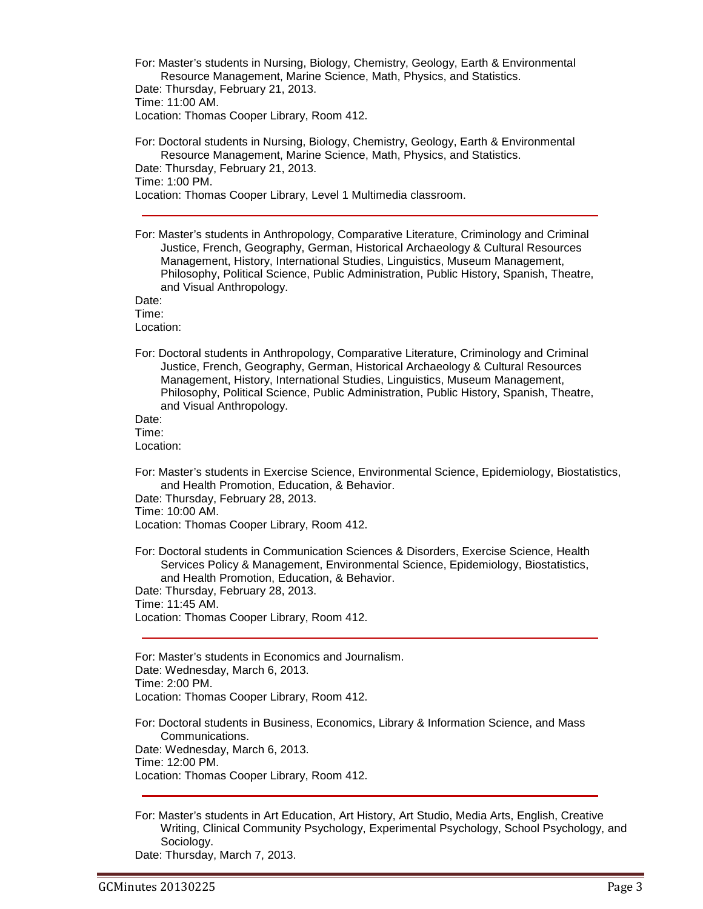For: Master's students in Nursing, Biology, Chemistry, Geology, Earth & Environmental Resource Management, Marine Science, Math, Physics, and Statistics.
Date: Thursday, February 21, 2013.
Time: 11:00 AM.
Location: Thomas Cooper Library, Room 412.

For: Doctoral students in Nursing, Biology, Chemistry, Geology, Earth & Environmental Resource Management, Marine Science, Math, Physics, and Statistics.
Date: Thursday, February 21, 2013.
Time: 1:00 PM.
Location: Thomas Cooper Library, Level 1 Multimedia classroom.

---

For: Master's students in Anthropology, Comparative Literature, Criminology and Criminal Justice, French, Geography, German, Historical Archaeology & Cultural Resources Management, History, International Studies, Linguistics, Museum Management, Philosophy, Political Science, Public Administration, Public History, Spanish, Theatre, and Visual Anthropology.
Date:
Time:
Location:

For: Doctoral students in Anthropology, Comparative Literature, Criminology and Criminal Justice, French, Geography, German, Historical Archaeology & Cultural Resources Management, History, International Studies, Linguistics, Museum Management, Philosophy, Political Science, Public Administration, Public History, Spanish, Theatre, and Visual Anthropology.
Date:
Time:
Location:

For: Master's students in Exercise Science, Environmental Science, Epidemiology, Biostatistics, and Health Promotion, Education, & Behavior.
Date: Thursday, February 28, 2013.
Time: 10:00 AM.
Location: Thomas Cooper Library, Room 412.

For: Doctoral students in Communication Sciences & Disorders, Exercise Science, Health Services Policy & Management, Environmental Science, Epidemiology, Biostatistics, and Health Promotion, Education, & Behavior.
Date: Thursday, February 28, 2013.
Time: 11:45 AM.
Location: Thomas Cooper Library, Room 412.

---

For: Master's students in Economics and Journalism.
Date: Wednesday, March 6, 2013.
Time: 2:00 PM.
Location: Thomas Cooper Library, Room 412.

For: Doctoral students in Business, Economics, Library & Information Science, and Mass Communications.
Date: Wednesday, March 6, 2013.
Time: 12:00 PM.
Location: Thomas Cooper Library, Room 412.

---

For: Master's students in Art Education, Art History, Art Studio, Media Arts, English, Creative Writing, Clinical Community Psychology, Experimental Psychology, School Psychology, and Sociology.
Date: Thursday, March 7, 2013.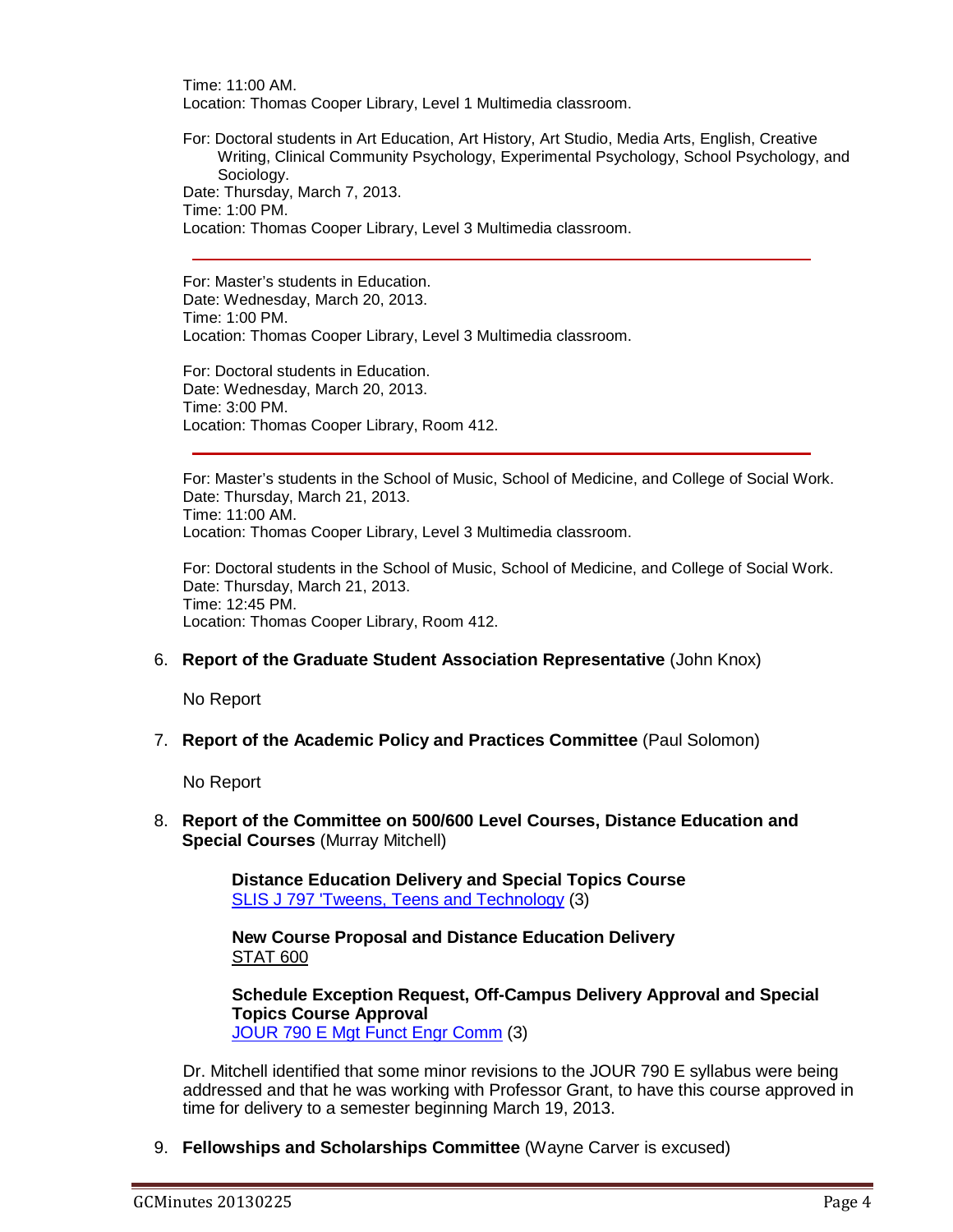Time: 11:00 AM.
Location: Thomas Cooper Library, Level 1 Multimedia classroom.

For: Doctoral students in Art Education, Art History, Art Studio, Media Arts, English, Creative Writing, Clinical Community Psychology, Experimental Psychology, School Psychology, and Sociology.
Date: Thursday, March 7, 2013.
Time: 1:00 PM.
Location: Thomas Cooper Library, Level 3 Multimedia classroom.

---

For: Master's students in Education.
Date: Wednesday, March 20, 2013.
Time: 1:00 PM.
Location: Thomas Cooper Library, Level 3 Multimedia classroom.

For: Doctoral students in Education.
Date: Wednesday, March 20, 2013.
Time: 3:00 PM.
Location: Thomas Cooper Library, Room 412.

---

For: Master's students in the School of Music, School of Medicine, and College of Social Work.
Date: Thursday, March 21, 2013.
Time: 11:00 AM.
Location: Thomas Cooper Library, Level 3 Multimedia classroom.

For: Doctoral students in the School of Music, School of Medicine, and College of Social Work.
Date: Thursday, March 21, 2013.
Time: 12:45 PM.
Location: Thomas Cooper Library, Room 412.

6. **Report of the Graduate Student Association Representative** (John Knox)

   No Report

7. **Report of the Academic Policy and Practices Committee** (Paul Solomon)

   No Report

8. **Report of the Committee on 500/600 Level Courses, Distance Education and Special Courses** (Murray Mitchell)

   **Distance Education Delivery and Special Topics Course**
   SLIS J 797 'Tweens, Teens and Technology (3)

   **New Course Proposal and Distance Education Delivery**
   STAT 600

   **Schedule Exception Request, Off-Campus Delivery Approval and Special Topics Course Approval**
   JOUR 790 E Mgt Funct Engr Comm (3)

   Dr. Mitchell identified that some minor revisions to the JOUR 790 E syllabus were being addressed and that he was working with Professor Grant, to have this course approved in time for delivery to a semester beginning March 19, 2013.

9. **Fellowships and Scholarships Committee** (Wayne Carver is excused)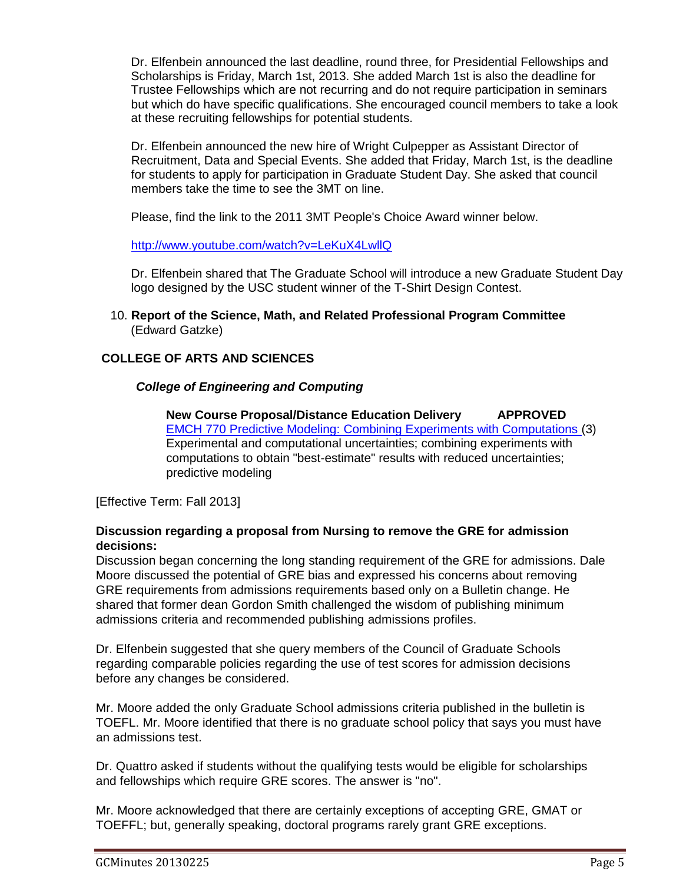Dr. Elfenbein announced the last deadline, round three, for Presidential Fellowships and Scholarships is Friday, March 1st, 2013. She added March 1st is also the deadline for Trustee Fellowships which are not recurring and do not require participation in seminars but which do have specific qualifications. She encouraged council members to take a look at these recruiting fellowships for potential students.

Dr. Elfenbein announced the new hire of Wright Culpepper as Assistant Director of Recruitment, Data and Special Events. She added that Friday, March 1st, is the deadline for students to apply for participation in Graduate Student Day. She asked that council members take the time to see the 3MT on line.

Please, find the link to the 2011 3MT People's Choice Award winner below.

http://www.youtube.com/watch?v=LeKuX4LwllQ

Dr. Elfenbein shared that The Graduate School will introduce a new Graduate Student Day logo designed by the USC student winner of the T-Shirt Design Contest.

10. **Report of the Science, Math, and Related Professional Program Committee** (Edward Gatzke)

**COLLEGE OF ARTS AND SCIENCES**

***College of Engineering and Computing***

**New Course Proposal/Distance Education Delivery APPROVED**
EMCH 770 Predictive Modeling: Combining Experiments with Computations (3)
Experimental and computational uncertainties; combining experiments with computations to obtain "best-estimate" results with reduced uncertainties; predictive modeling

[Effective Term: Fall 2013]

**Discussion regarding a proposal from Nursing to remove the GRE for admission decisions:**
Discussion began concerning the long standing requirement of the GRE for admissions. Dale Moore discussed the potential of GRE bias and expressed his concerns about removing GRE requirements from admissions requirements based only on a Bulletin change. He shared that former dean Gordon Smith challenged the wisdom of publishing minimum admissions criteria and recommended publishing admissions profiles.

Dr. Elfenbein suggested that she query members of the Council of Graduate Schools regarding comparable policies regarding the use of test scores for admission decisions before any changes be considered.

Mr. Moore added the only Graduate School admissions criteria published in the bulletin is TOEFL. Mr. Moore identified that there is no graduate school policy that says you must have an admissions test.

Dr. Quattro asked if students without the qualifying tests would be eligible for scholarships and fellowships which require GRE scores. The answer is "no".

Mr. Moore acknowledged that there are certainly exceptions of accepting GRE, GMAT or TOEFFL; but, generally speaking, doctoral programs rarely grant GRE exceptions.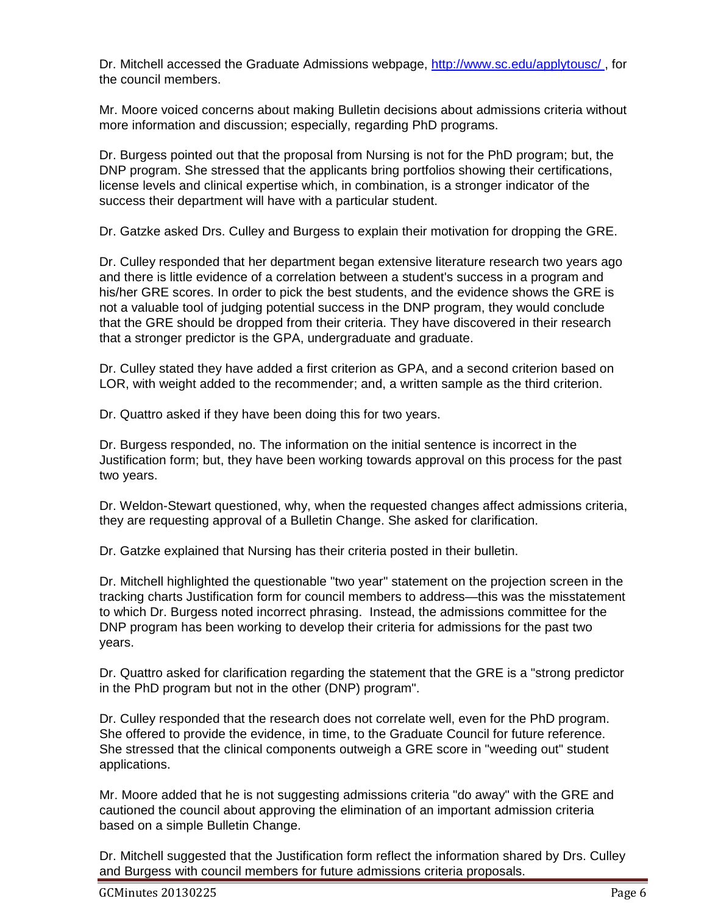Dr. Mitchell accessed the Graduate Admissions webpage, [http://www.sc.edu/applytousc/](http://www.sc.edu/applytousc/) , for the council members.

Mr. Moore voiced concerns about making Bulletin decisions about admissions criteria without more information and discussion; especially, regarding PhD programs.

Dr. Burgess pointed out that the proposal from Nursing is not for the PhD program; but, the DNP program. She stressed that the applicants bring portfolios showing their certifications, license levels and clinical expertise which, in combination, is a stronger indicator of the success their department will have with a particular student.

Dr. Gatzke asked Drs. Culley and Burgess to explain their motivation for dropping the GRE.

Dr. Culley responded that her department began extensive literature research two years ago and there is little evidence of a correlation between a student's success in a program and his/her GRE scores. In order to pick the best students, and the evidence shows the GRE is not a valuable tool of judging potential success in the DNP program, they would conclude that the GRE should be dropped from their criteria. They have discovered in their research that a stronger predictor is the GPA, undergraduate and graduate.

Dr. Culley stated they have added a first criterion as GPA, and a second criterion based on LOR, with weight added to the recommender; and, a written sample as the third criterion.

Dr. Quattro asked if they have been doing this for two years.

Dr. Burgess responded, no. The information on the initial sentence is incorrect in the Justification form; but, they have been working towards approval on this process for the past two years.

Dr. Weldon-Stewart questioned, why, when the requested changes affect admissions criteria, they are requesting approval of a Bulletin Change. She asked for clarification.

Dr. Gatzke explained that Nursing has their criteria posted in their bulletin.

Dr. Mitchell highlighted the questionable "two year" statement on the projection screen in the tracking charts Justification form for council members to address—this was the misstatement to which Dr. Burgess noted incorrect phrasing. Instead, the admissions committee for the DNP program has been working to develop their criteria for admissions for the past two years.

Dr. Quattro asked for clarification regarding the statement that the GRE is a "strong predictor in the PhD program but not in the other (DNP) program".

Dr. Culley responded that the research does not correlate well, even for the PhD program. She offered to provide the evidence, in time, to the Graduate Council for future reference. She stressed that the clinical components outweigh a GRE score in "weeding out" student applications.

Mr. Moore added that he is not suggesting admissions criteria "do away" with the GRE and cautioned the council about approving the elimination of an important admission criteria based on a simple Bulletin Change.

Dr. Mitchell suggested that the Justification form reflect the information shared by Drs. Culley and Burgess with council members for future admissions criteria proposals.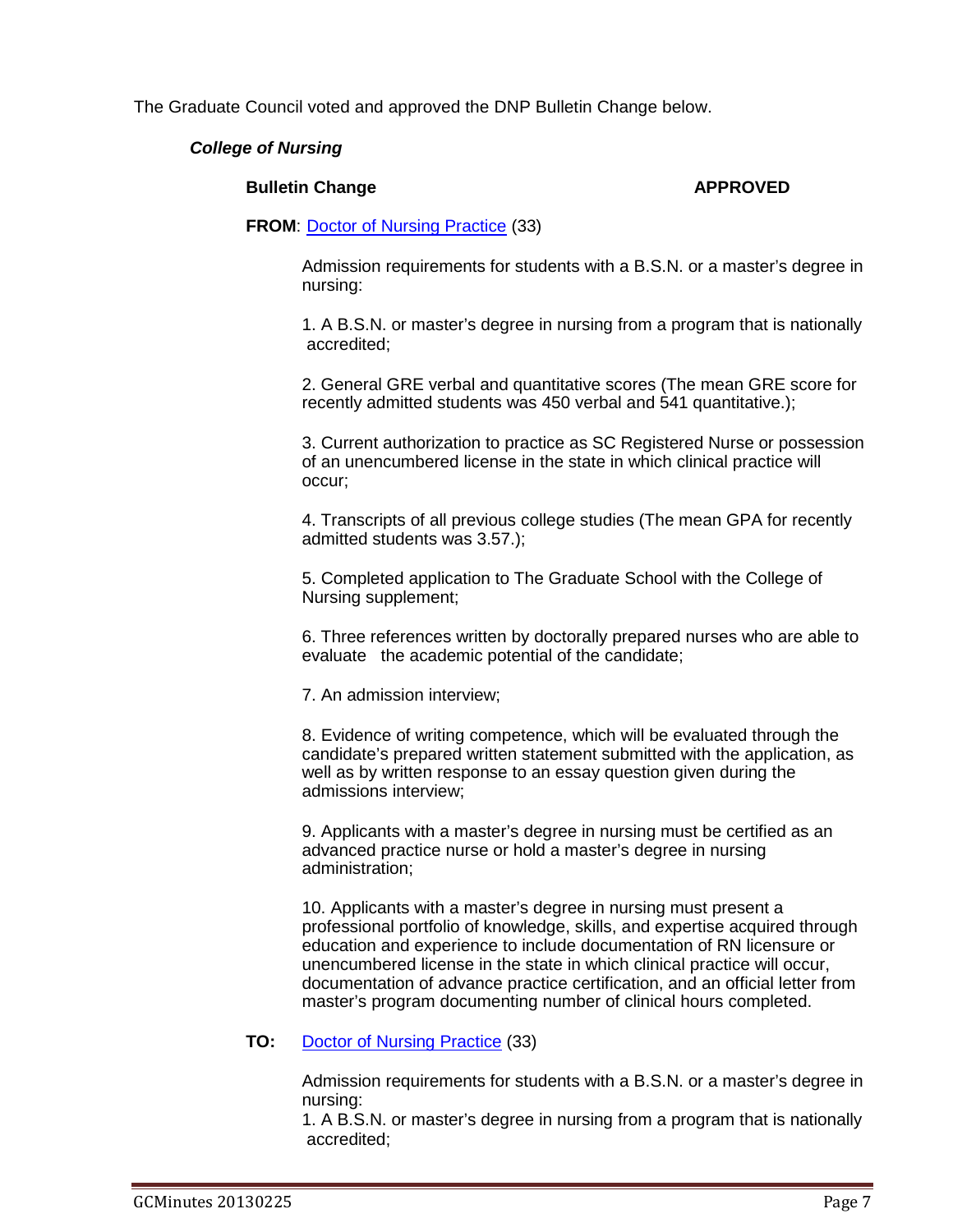The Graduate Council voted and approved the DNP Bulletin Change below.

***College of Nursing***

**Bulletin Change** **APPROVED**

**FROM**: Doctor of Nursing Practice (33)

Admission requirements for students with a B.S.N. or a master's degree in nursing:

1. A B.S.N. or master's degree in nursing from a program that is nationally accredited;

2. General GRE verbal and quantitative scores (The mean GRE score for recently admitted students was 450 verbal and 541 quantitative.);

3. Current authorization to practice as SC Registered Nurse or possession of an unencumbered license in the state in which clinical practice will occur;

4. Transcripts of all previous college studies (The mean GPA for recently admitted students was 3.57.);

5. Completed application to The Graduate School with the College of Nursing supplement;

6. Three references written by doctorally prepared nurses who are able to evaluate the academic potential of the candidate;

7. An admission interview;

8. Evidence of writing competence, which will be evaluated through the candidate's prepared written statement submitted with the application, as well as by written response to an essay question given during the admissions interview;

9. Applicants with a master's degree in nursing must be certified as an advanced practice nurse or hold a master's degree in nursing administration;

10. Applicants with a master's degree in nursing must present a professional portfolio of knowledge, skills, and expertise acquired through education and experience to include documentation of RN licensure or unencumbered license in the state in which clinical practice will occur, documentation of advance practice certification, and an official letter from master's program documenting number of clinical hours completed.

**TO:** Doctor of Nursing Practice (33)

Admission requirements for students with a B.S.N. or a master's degree in nursing:

1. A B.S.N. or master's degree in nursing from a program that is nationally accredited;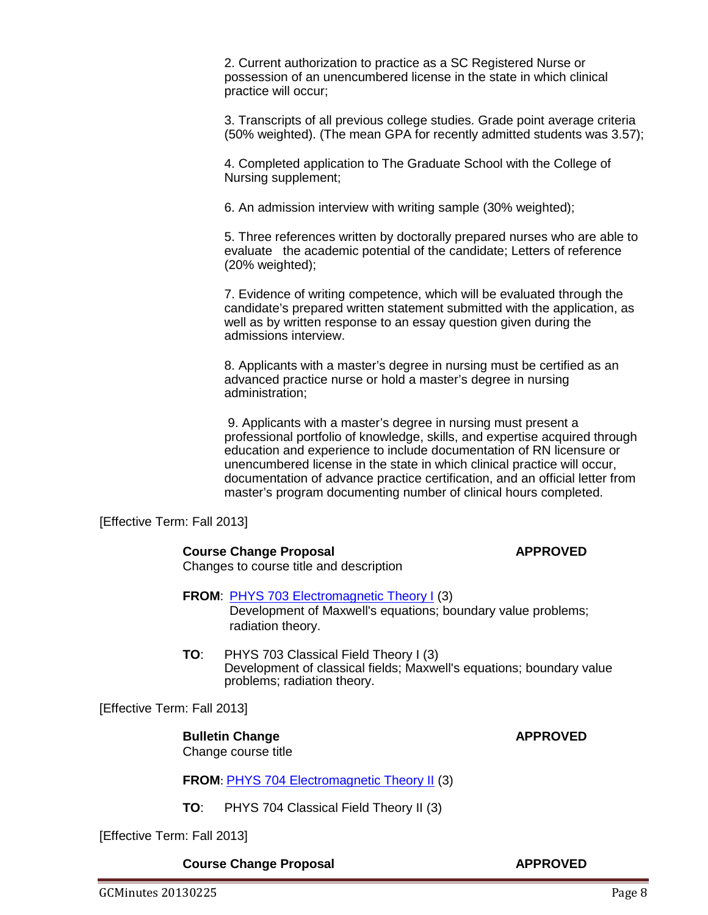2. Current authorization to practice as a SC Registered Nurse or possession of an unencumbered license in the state in which clinical practice will occur;

3. Transcripts of all previous college studies. Grade point average criteria (50% weighted). (The mean GPA for recently admitted students was 3.57);

4. Completed application to The Graduate School with the College of Nursing supplement;

6. An admission interview with writing sample (30% weighted);

5. Three references written by doctorally prepared nurses who are able to evaluate the academic potential of the candidate; Letters of reference (20% weighted);

7. Evidence of writing competence, which will be evaluated through the candidate's prepared written statement submitted with the application, as well as by written response to an essay question given during the admissions interview.

8. Applicants with a master's degree in nursing must be certified as an advanced practice nurse or hold a master's degree in nursing administration;

9. Applicants with a master's degree in nursing must present a professional portfolio of knowledge, skills, and expertise acquired through education and experience to include documentation of RN licensure or unencumbered license in the state in which clinical practice will occur, documentation of advance practice certification, and an official letter from master's program documenting number of clinical hours completed.

[Effective Term: Fall 2013]

**Course Change Proposal** **APPROVED**

Changes to course title and description

**FROM**: PHYS 703 Electromagnetic Theory I (3)
Development of Maxwell's equations; boundary value problems; radiation theory.

**TO**: PHYS 703 Classical Field Theory I (3)
Development of classical fields; Maxwell's equations; boundary value problems; radiation theory.

[Effective Term: Fall 2013]

**Bulletin Change** **APPROVED**

Change course title

**FROM**: PHYS 704 Electromagnetic Theory II (3)

**TO**: PHYS 704 Classical Field Theory II (3)

[Effective Term: Fall 2013]

**Course Change Proposal** **APPROVED**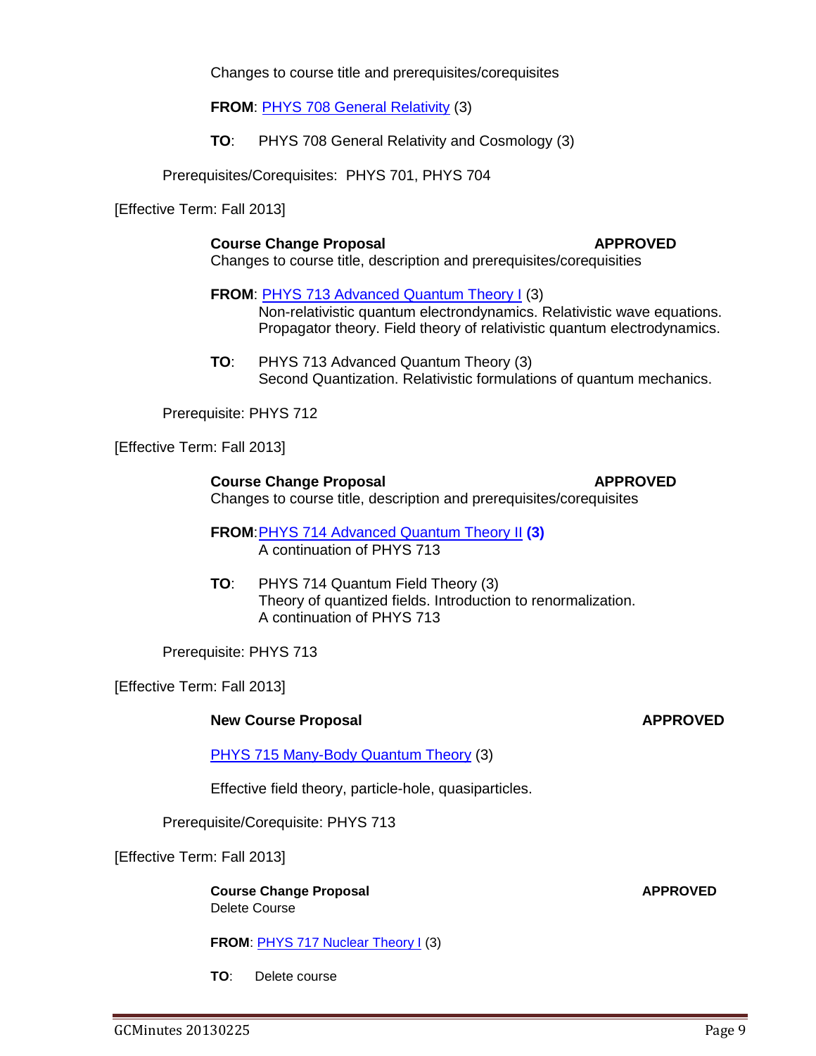Changes to course title and prerequisites/corequisites

**FROM**: PHYS 708 General Relativity (3)

**TO**: PHYS 708 General Relativity and Cosmology (3)

Prerequisites/Corequisites: PHYS 701, PHYS 704

[Effective Term: Fall 2013]

**Course Change Proposal** **APPROVED**

Changes to course title, description and prerequisites/corequisities

**FROM**: PHYS 713 Advanced Quantum Theory I (3)
Non-relativistic quantum electrondynamics. Relativistic wave equations. Propagator theory. Field theory of relativistic quantum electrodynamics.

**TO**: PHYS 713 Advanced Quantum Theory (3)
Second Quantization. Relativistic formulations of quantum mechanics.

Prerequisite: PHYS 712

[Effective Term: Fall 2013]

**Course Change Proposal** **APPROVED**

Changes to course title, description and prerequisites/corequisites

**FROM**: PHYS 714 Advanced Quantum Theory II **(3)**
A continuation of PHYS 713

**TO**: PHYS 714 Quantum Field Theory (3)
Theory of quantized fields. Introduction to renormalization.
A continuation of PHYS 713

Prerequisite: PHYS 713

[Effective Term: Fall 2013]

**New Course Proposal** **APPROVED**

PHYS 715 Many-Body Quantum Theory (3)

Effective field theory, particle-hole, quasiparticles.

Prerequisite/Corequisite: PHYS 713

[Effective Term: Fall 2013]

**Course Change Proposal** **APPROVED**

Delete Course

**FROM**: PHYS 717 Nuclear Theory I (3)

**TO**: Delete course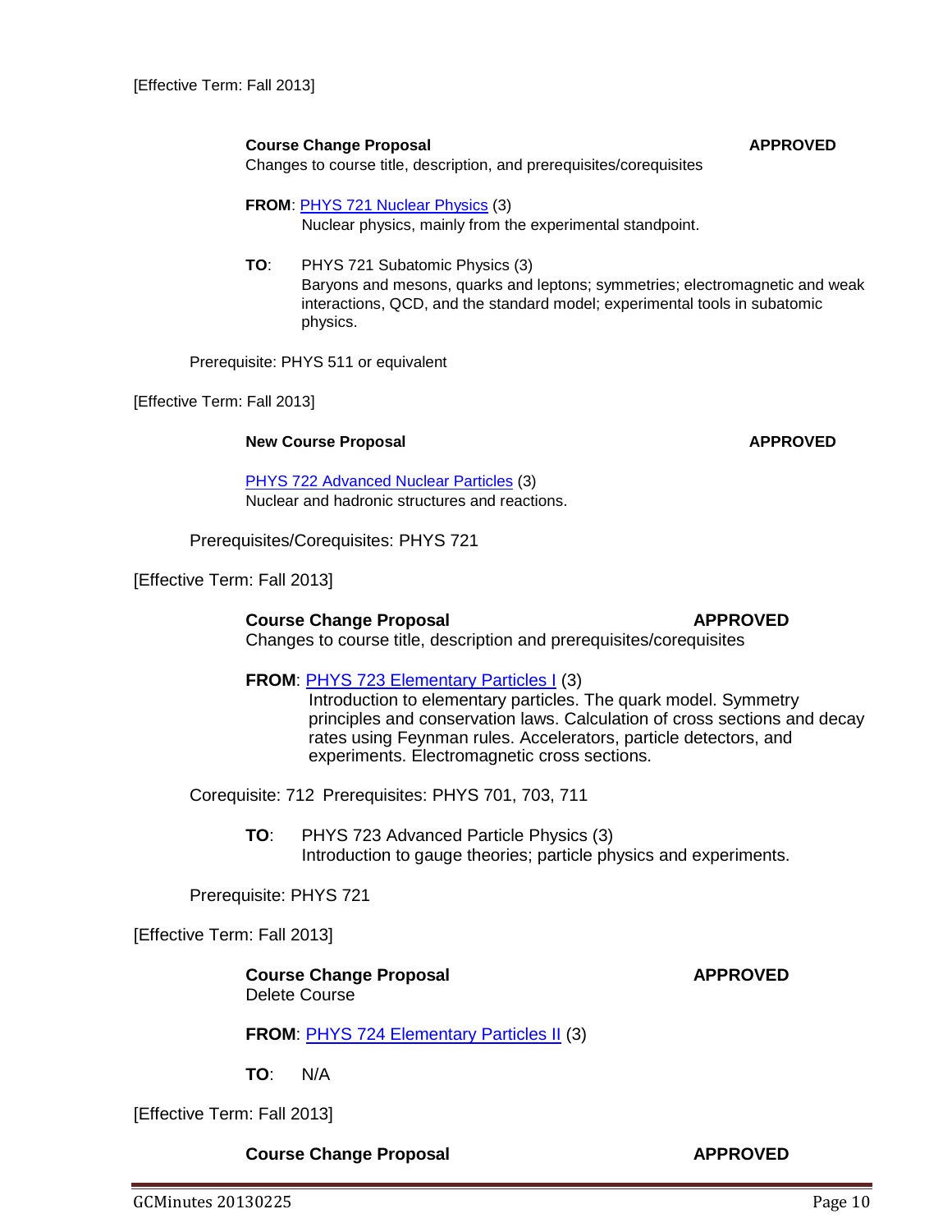[Effective Term: Fall 2013]

**Course Change Proposal** **APPROVED**

Changes to course title, description, and prerequisites/corequisites

**FROM**: PHYS 721 Nuclear Physics (3)
Nuclear physics, mainly from the experimental standpoint.

**TO**: PHYS 721 Subatomic Physics (3)
Baryons and mesons, quarks and leptons; symmetries; electromagnetic and weak interactions, QCD, and the standard model; experimental tools in subatomic physics.

Prerequisite: PHYS 511 or equivalent

[Effective Term: Fall 2013]

**New Course Proposal** **APPROVED**

PHYS 722 Advanced Nuclear Particles (3)
Nuclear and hadronic structures and reactions.

Prerequisites/Corequisites: PHYS 721

[Effective Term: Fall 2013]

**Course Change Proposal** **APPROVED**

Changes to course title, description and prerequisites/corequisites

**FROM**: PHYS 723 Elementary Particles I (3)
Introduction to elementary particles. The quark model. Symmetry principles and conservation laws. Calculation of cross sections and decay rates using Feynman rules. Accelerators, particle detectors, and experiments. Electromagnetic cross sections.

Corequisite: 712 Prerequisites: PHYS 701, 703, 711

**TO**: PHYS 723 Advanced Particle Physics (3)
Introduction to gauge theories; particle physics and experiments.

Prerequisite: PHYS 721

[Effective Term: Fall 2013]

**Course Change Proposal** **APPROVED**

Delete Course

**FROM**: PHYS 724 Elementary Particles II (3)

**TO**: N/A

[Effective Term: Fall 2013]

**Course Change Proposal** **APPROVED**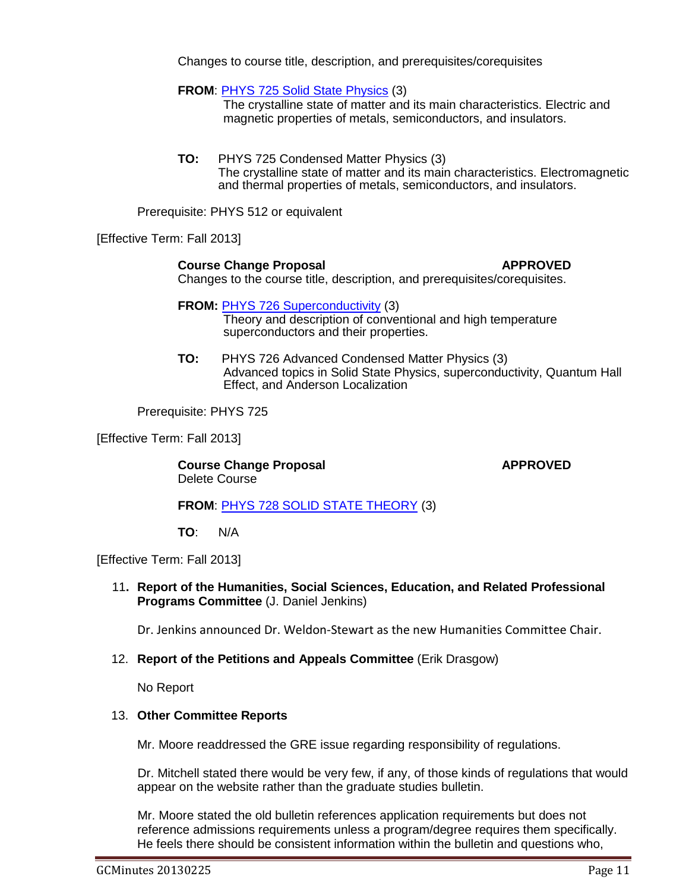Changes to course title, description, and prerequisites/corequisites

**FROM**: PHYS 725 Solid State Physics (3)
The crystalline state of matter and its main characteristics. Electric and magnetic properties of metals, semiconductors, and insulators.

**TO:** PHYS 725 Condensed Matter Physics (3)
The crystalline state of matter and its main characteristics. Electromagnetic and thermal properties of metals, semiconductors, and insulators.

Prerequisite: PHYS 512 or equivalent

[Effective Term: Fall 2013]

**Course Change Proposal** **APPROVED**
Changes to the course title, description, and prerequisites/corequisites.

**FROM:** PHYS 726 Superconductivity (3)
Theory and description of conventional and high temperature superconductors and their properties.

**TO:** PHYS 726 Advanced Condensed Matter Physics (3)
Advanced topics in Solid State Physics, superconductivity, Quantum Hall Effect, and Anderson Localization

Prerequisite: PHYS 725

[Effective Term: Fall 2013]

**Course Change Proposal** **APPROVED**
Delete Course

**FROM**: PHYS 728 SOLID STATE THEORY (3)

**TO**: N/A

[Effective Term: Fall 2013]

11. **Report of the Humanities, Social Sciences, Education, and Related Professional Programs Committee** (J. Daniel Jenkins)

    Dr. Jenkins announced Dr. Weldon-Stewart as the new Humanities Committee Chair.

12. **Report of the Petitions and Appeals Committee** (Erik Drasgow)

    No Report

13. **Other Committee Reports**

    Mr. Moore readdressed the GRE issue regarding responsibility of regulations.

    Dr. Mitchell stated there would be very few, if any, of those kinds of regulations that would appear on the website rather than the graduate studies bulletin.

    Mr. Moore stated the old bulletin references application requirements but does not reference admissions requirements unless a program/degree requires them specifically. He feels there should be consistent information within the bulletin and questions who,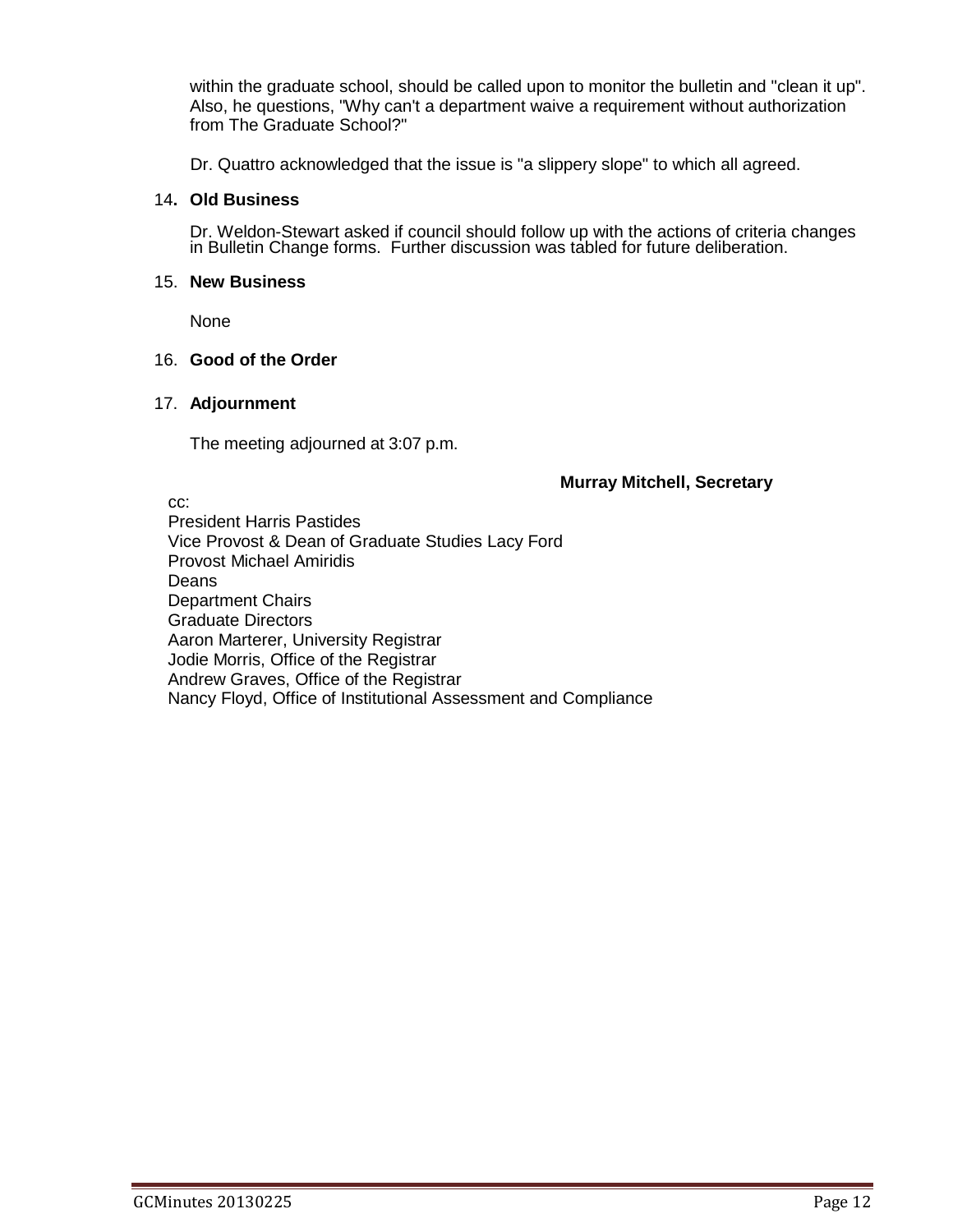within the graduate school, should be called upon to monitor the bulletin and "clean it up". Also, he questions, "Why can't a department waive a requirement without authorization from The Graduate School?"

Dr. Quattro acknowledged that the issue is "a slippery slope" to which all agreed.

14. **Old Business**

Dr. Weldon-Stewart asked if council should follow up with the actions of criteria changes in Bulletin Change forms. Further discussion was tabled for future deliberation.

15. **New Business**

None

16. **Good of the Order**

17. **Adjournment**

The meeting adjourned at 3:07 p.m.

**Murray Mitchell, Secretary**

cc:
President Harris Pastides
Vice Provost & Dean of Graduate Studies Lacy Ford
Provost Michael Amiridis
Deans
Department Chairs
Graduate Directors
Aaron Marterer, University Registrar
Jodie Morris, Office of the Registrar
Andrew Graves, Office of the Registrar
Nancy Floyd, Office of Institutional Assessment and Compliance